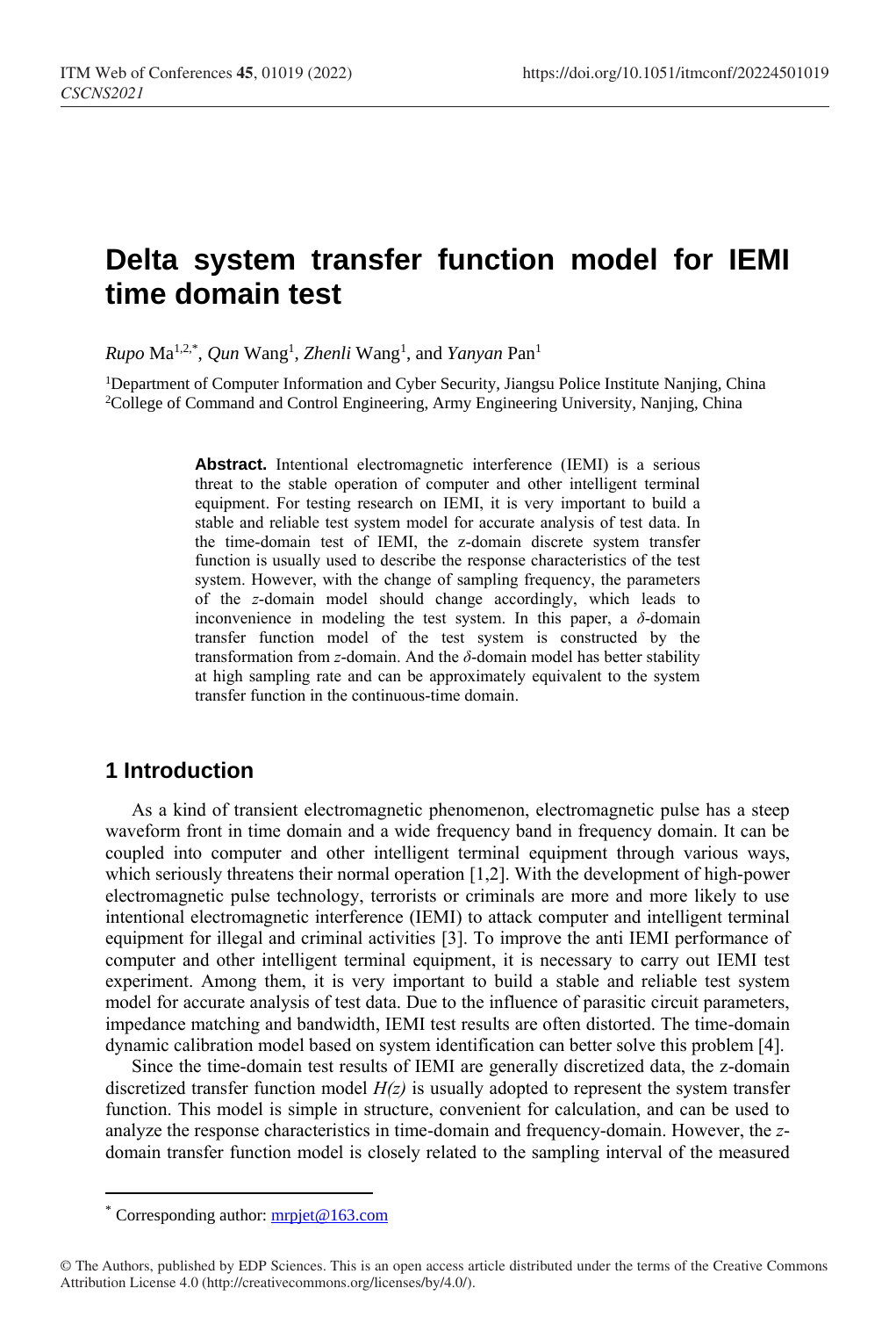# Delta system transfer function model for IEMI time domain test

*Rupo* Ma[1,2,*], *Qun* Wang[1], *Zhenli* Wang[1], and *Yanyan* Pan[1]

[1]Department of Computer Information and Cyber Security, Jiangsu Police Institute Nanjing, China
[2]College of Command and Control Engineering, Army Engineering University, Nanjing, China

**Abstract.** Intentional electromagnetic interference (IEMI) is a serious threat to the stable operation of computer and other intelligent terminal equipment. For testing research on IEMI, it is very important to build a stable and reliable test system model for accurate analysis of test data. In the time-domain test of IEMI, the z-domain discrete system transfer function is usually used to describe the response characteristics of the test system. However, with the change of sampling frequency, the parameters of the *z*-domain model should change accordingly, which leads to inconvenience in modeling the test system. In this paper, a *δ*-domain transfer function model of the test system is constructed by the transformation from *z*-domain. And the *δ*-domain model has better stability at high sampling rate and can be approximately equivalent to the system transfer function in the continuous-time domain.

## 1 Introduction

As a kind of transient electromagnetic phenomenon, electromagnetic pulse has a steep waveform front in time domain and a wide frequency band in frequency domain. It can be coupled into computer and other intelligent terminal equipment through various ways, which seriously threatens their normal operation [1,2]. With the development of high-power electromagnetic pulse technology, terrorists or criminals are more and more likely to use intentional electromagnetic interference (IEMI) to attack computer and intelligent terminal equipment for illegal and criminal activities [3]. To improve the anti IEMI performance of computer and other intelligent terminal equipment, it is necessary to carry out IEMI test experiment. Among them, it is very important to build a stable and reliable test system model for accurate analysis of test data. Due to the influence of parasitic circuit parameters, impedance matching and bandwidth, IEMI test results are often distorted. The time-domain dynamic calibration model based on system identification can better solve this problem [4].

Since the time-domain test results of IEMI are generally discretized data, the z-domain discretized transfer function model $H(z)$ is usually adopted to represent the system transfer function. This model is simple in structure, convenient for calculation, and can be used to analyze the response characteristics in time-domain and frequency-domain. However, the *z*-domain transfer function model is closely related to the sampling interval of the measured

* Corresponding author: mrpjet@163.com

© The Authors, published by EDP Sciences. This is an open access article distributed under the terms of the Creative Commons Attribution License 4.0 (http://creativecommons.org/licenses/by/4.0/).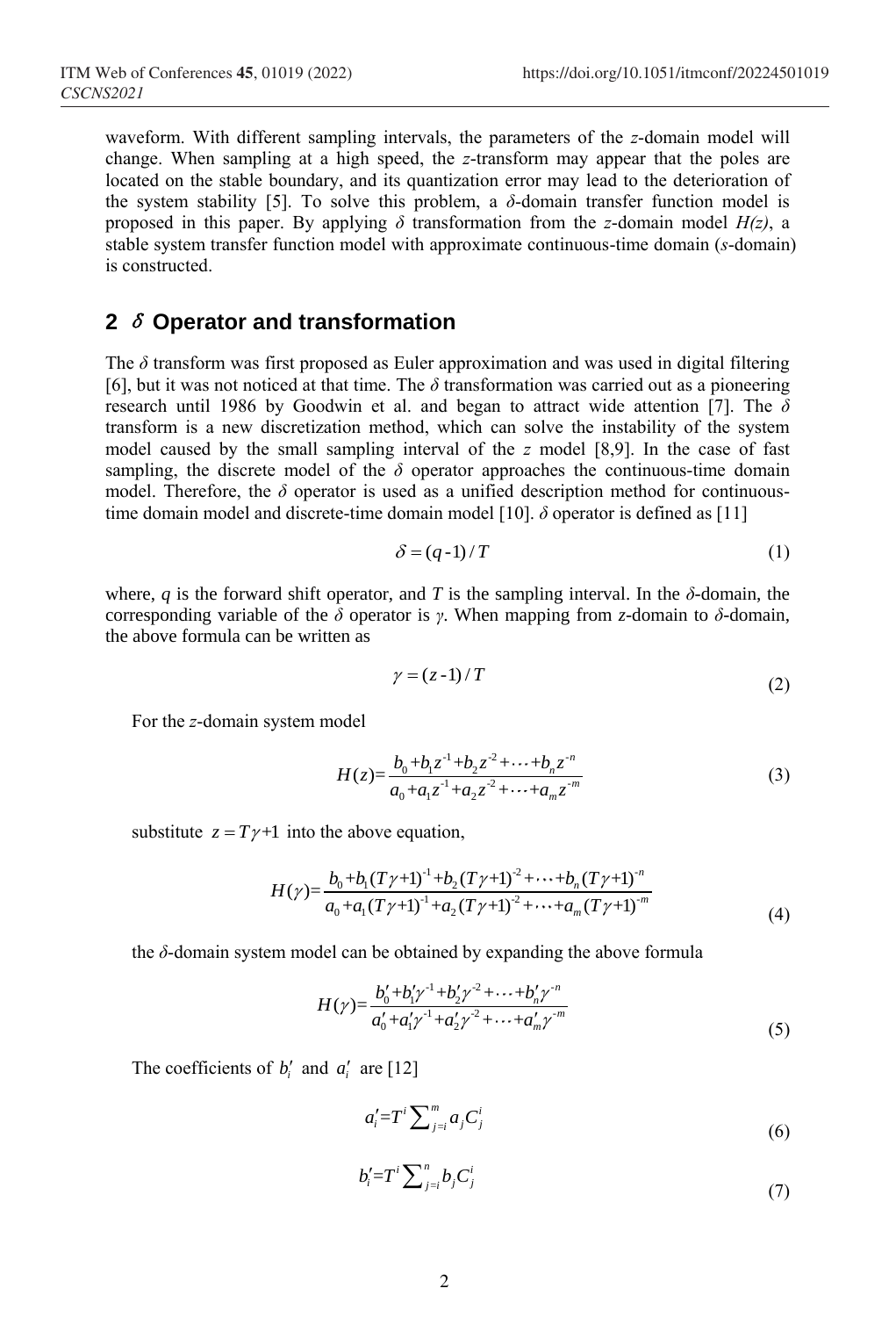waveform. With different sampling intervals, the parameters of the *z*-domain model will change. When sampling at a high speed, the *z*-transform may appear that the poles are located on the stable boundary, and its quantization error may lead to the deterioration of the system stability [5]. To solve this problem, a *δ*-domain transfer function model is proposed in this paper. By applying *δ* transformation from the *z*-domain model *H(z)*, a stable system transfer function model with approximate continuous-time domain (*s*-domain) is constructed.

## 2 $\delta$ Operator and transformation

The *δ* transform was first proposed as Euler approximation and was used in digital filtering [6], but it was not noticed at that time. The *δ* transformation was carried out as a pioneering research until 1986 by Goodwin et al. and began to attract wide attention [7]. The *δ* transform is a new discretization method, which can solve the instability of the system model caused by the small sampling interval of the *z* model [8,9]. In the case of fast sampling, the discrete model of the *δ* operator approaches the continuous-time domain model. Therefore, the *δ* operator is used as a unified description method for continuous-time domain model and discrete-time domain model [10]. *δ* operator is defined as [11]

$$\delta = (q - 1) / T \tag{1}$$

where, *q* is the forward shift operator, and *T* is the sampling interval. In the *δ*-domain, the corresponding variable of the *δ* operator is *γ*. When mapping from *z*-domain to *δ*-domain, the above formula can be written as

$$\gamma = (z - 1) / T \tag{2}$$

For the *z*-domain system model

$$H(z) = \frac{b_0 + b_1 z^{-1} + b_2 z^{-2} + \cdots + b_n z^{-n}}{a_0 + a_1 z^{-1} + a_2 z^{-2} + \cdots + a_m z^{-m}} \tag{3}$$

substitute $z = T\gamma + 1$ into the above equation,

$$H(\gamma) = \frac{b_0 + b_1 (T\gamma + 1)^{-1} + b_2 (T\gamma + 1)^{-2} + \cdots + b_n (T\gamma + 1)^{-n}}{a_0 + a_1 (T\gamma + 1)^{-1} + a_2 (T\gamma + 1)^{-2} + \cdots + a_m (T\gamma + 1)^{-m}} \tag{4}$$

the *δ*-domain system model can be obtained by expanding the above formula

$$H(\gamma) = \frac{b_0' + b_1' \gamma^{-1} + b_2' \gamma^{-2} + \cdots + b_n' \gamma^{-n}}{a_0' + a_1' \gamma^{-1} + a_2' \gamma^{-2} + \cdots + a_m' \gamma^{-m}} \tag{5}$$

The coefficients of $b_i'$ and $a_i'$ are [12]

$$a_i' = T^i \sum_{j=i}^{m} a_j C_j^i \tag{6}$$

$$b_i' = T^i \sum_{j=i}^{n} b_j C_j^i \tag{7}$$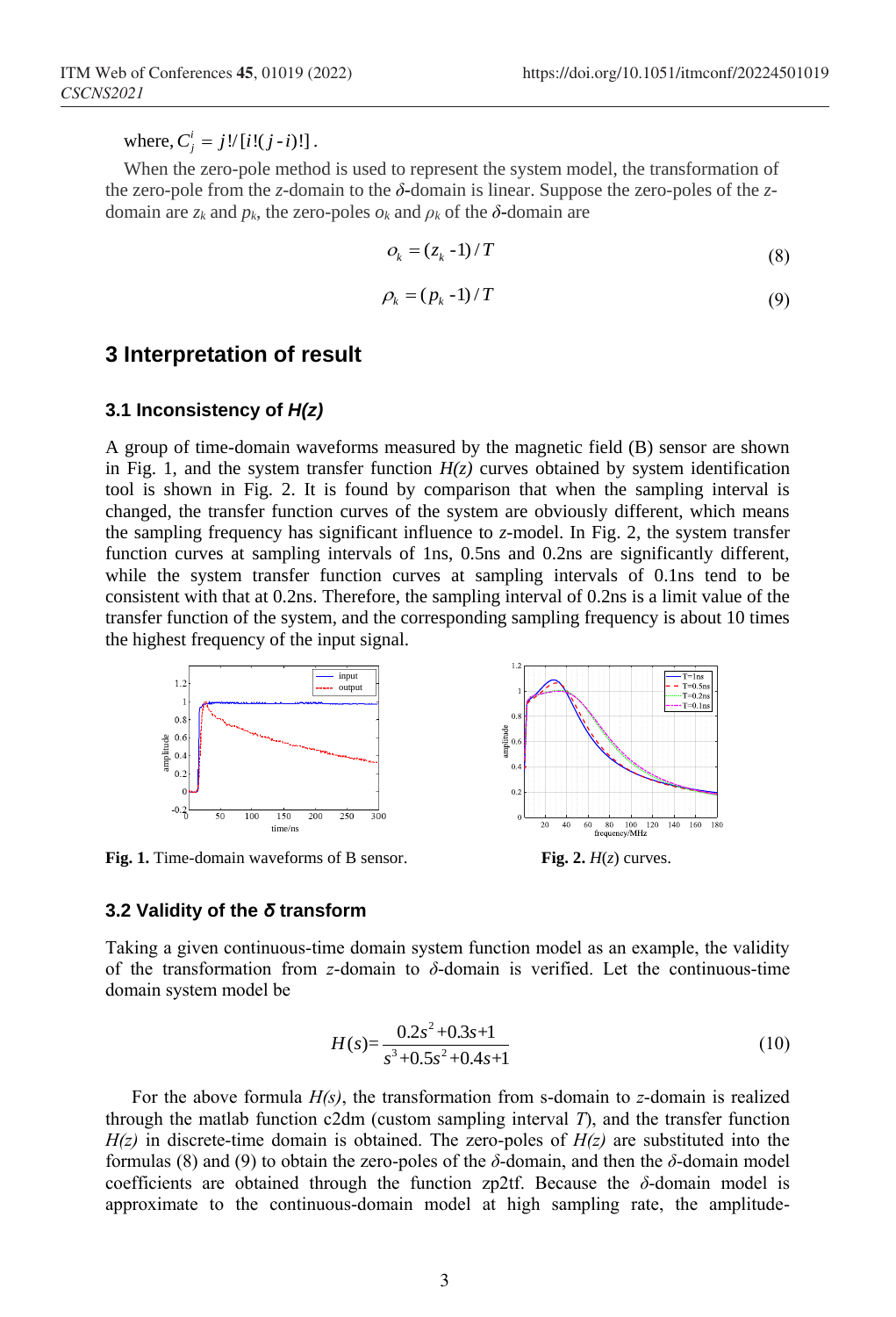where, $C_j^i = j!/[i!(j-i)!]$.

When the zero-pole method is used to represent the system model, the transformation of the zero-pole from the *z*-domain to the *δ*-domain is linear. Suppose the zero-poles of the *z*-domain are $z_k$ and $p_k$, the zero-poles $o_k$ and $\rho_k$ of the *δ*-domain are

$$o_k = (z_k - 1)/T \tag{8}$$

$$\rho_k = (p_k - 1)/T \tag{9}$$

## 3 Interpretation of result

### 3.1 Inconsistency of *H(z)*

A group of time-domain waveforms measured by the magnetic field (B) sensor are shown in Fig. 1, and the system transfer function *H(z)* curves obtained by system identification tool is shown in Fig. 2. It is found by comparison that when the sampling interval is changed, the transfer function curves of the system are obviously different, which means the sampling frequency has significant influence to *z*-model. In Fig. 2, the system transfer function curves at sampling intervals of 1ns, 0.5ns and 0.2ns are significantly different, while the system transfer function curves at sampling intervals of 0.1ns tend to be consistent with that at 0.2ns. Therefore, the sampling interval of 0.2ns is a limit value of the transfer function of the system, and the corresponding sampling frequency is about 10 times the highest frequency of the input signal.

**Fig. 1.** Time-domain waveforms of B sensor.

**Fig. 2.** *H*(*z*) curves.

### 3.2 Validity of the *δ* transform

Taking a given continuous-time domain system function model as an example, the validity of the transformation from *z*-domain to *δ*-domain is verified. Let the continuous-time domain system model be

$$H(s) = \frac{0.2s^2 + 0.3s + 1}{s^3 + 0.5s^2 + 0.4s + 1} \tag{10}$$

For the above formula *H(s)*, the transformation from s-domain to *z*-domain is realized through the matlab function c2dm (custom sampling interval *T*), and the transfer function *H(z)* in discrete-time domain is obtained. The zero-poles of *H(z)* are substituted into the formulas (8) and (9) to obtain the zero-poles of the *δ*-domain, and then the *δ*-domain model coefficients are obtained through the function zp2tf. Because the *δ*-domain model is approximate to the continuous-domain model at high sampling rate, the amplitude-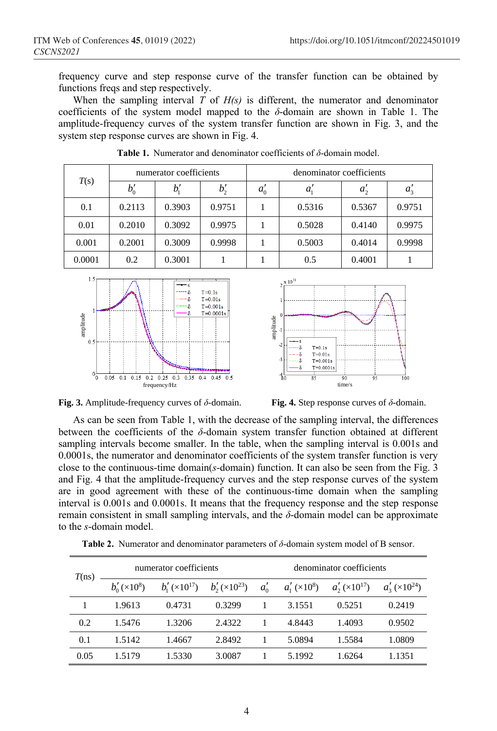frequency curve and step response curve of the transfer function can be obtained by functions freqs and step respectively.

When the sampling interval $T$ of $H(s)$ is different, the numerator and denominator coefficients of the system model mapped to the $\delta$-domain are shown in Table 1. The amplitude-frequency curves of the system transfer function are shown in Fig. 3, and the system step response curves are shown in Fig. 4.

**Table 1.** Numerator and denominator coefficients of $\delta$-domain model.

| $T$(s) | numerator coefficients | | | denominator coefficients | | | |
|---|---|---|---|---|---|---|---|
| | $b_0'$ | $b_1'$ | $b_2'$ | $a_0'$ | $a_1'$ | $a_2'$ | $a_3'$ |
| 0.1 | 0.2113 | 0.3903 | 0.9751 | 1 | 0.5316 | 0.5367 | 0.9751 |
| 0.01 | 0.2010 | 0.3092 | 0.9975 | 1 | 0.5028 | 0.4140 | 0.9975 |
| 0.001 | 0.2001 | 0.3009 | 0.9998 | 1 | 0.5003 | 0.4014 | 0.9998 |
| 0.0001 | 0.2 | 0.3001 | 1 | 1 | 0.5 | 0.4001 | 1 |

**Fig. 3.** Amplitude-frequency curves of $\delta$-domain.

**Fig. 4.** Step response curves of $\delta$-domain.

As can be seen from Table 1, with the decrease of the sampling interval, the differences between the coefficients of the $\delta$-domain system transfer function obtained at different sampling intervals become smaller. In the table, when the sampling interval is 0.001s and 0.0001s, the numerator and denominator coefficients of the system transfer function is very close to the continuous-time domain($s$-domain) function. It can also be seen from the Fig. 3 and Fig. 4 that the amplitude-frequency curves and the step response curves of the system are in good agreement with these of the continuous-time domain when the sampling interval is 0.001s and 0.0001s. It means that the frequency response and the step response remain consistent in small sampling intervals, and the $\delta$-domain model can be approximate to the $s$-domain model.

**Table 2.** Numerator and denominator parameters of $\delta$-domain system model of B sensor.

| $T$(ns) | numerator coefficients | | | denominator coefficients | | | |
|---|---|---|---|---|---|---|---|
| | $b_0'$ ($\times10^{8}$) | $b_1'$ ($\times10^{17}$) | $b_2'$ ($\times10^{23}$) | $a_0'$ | $a_1'$ ($\times10^{8}$) | $a_2'$ ($\times10^{17}$) | $a_3'$ ($\times10^{24}$) |
| 1 | 1.9613 | 0.4731 | 0.3299 | 1 | 3.1551 | 0.5251 | 0.2419 |
| 0.2 | 1.5476 | 1.3206 | 2.4322 | 1 | 4.8443 | 1.4093 | 0.9502 |
| 0.1 | 1.5142 | 1.4667 | 2.8492 | 1 | 5.0894 | 1.5584 | 1.0809 |
| 0.05 | 1.5179 | 1.5330 | 3.0087 | 1 | 5.1992 | 1.6264 | 1.1351 |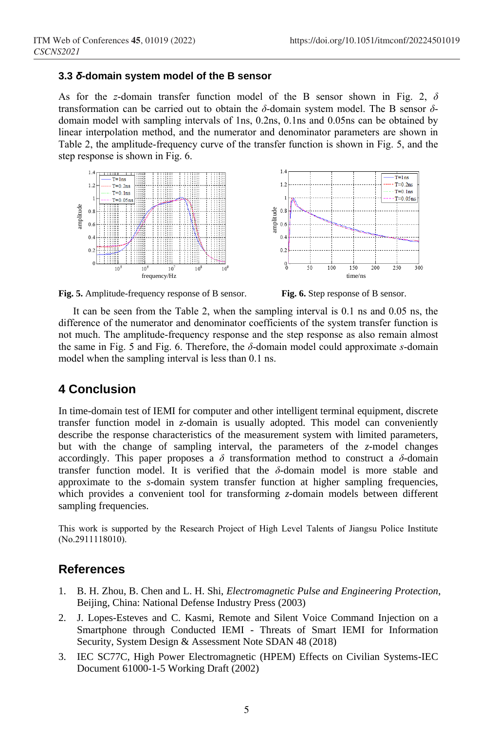### 3.3 *δ*-domain system model of the B sensor

As for the *z*-domain transfer function model of the B sensor shown in Fig. 2, $\delta$ transformation can be carried out to obtain the $\delta$-domain system model. The B sensor $\delta$-domain model with sampling intervals of 1ns, 0.2ns, 0.1ns and 0.05ns can be obtained by linear interpolation method, and the numerator and denominator parameters are shown in Table 2, the amplitude-frequency curve of the transfer function is shown in Fig. 5, and the step response is shown in Fig. 6.

**Fig. 5.** Amplitude-frequency response of B sensor.

**Fig. 6.** Step response of B sensor.

It can be seen from the Table 2, when the sampling interval is 0.1 ns and 0.05 ns, the difference of the numerator and denominator coefficients of the system transfer function is not much. The amplitude-frequency response and the step response as also remain almost the same in Fig. 5 and Fig. 6. Therefore, the $\delta$-domain model could approximate *s*-domain model when the sampling interval is less than 0.1 ns.

## 4 Conclusion

In time-domain test of IEMI for computer and other intelligent terminal equipment, discrete transfer function model in *z*-domain is usually adopted. This model can conveniently describe the response characteristics of the measurement system with limited parameters, but with the change of sampling interval, the parameters of the *z*-model changes accordingly. This paper proposes a $\delta$ transformation method to construct a $\delta$-domain transfer function model. It is verified that the $\delta$-domain model is more stable and approximate to the *s*-domain system transfer function at higher sampling frequencies, which provides a convenient tool for transforming *z*-domain models between different sampling frequencies.

This work is supported by the Research Project of High Level Talents of Jiangsu Police Institute (No.2911118010).

## References

1. B. H. Zhou, B. Chen and L. H. Shi, *Electromagnetic Pulse and Engineering Protection*, Beijing, China: National Defense Industry Press (2003)
2. J. Lopes-Esteves and C. Kasmi, Remote and Silent Voice Command Injection on a Smartphone through Conducted IEMI - Threats of Smart IEMI for Information Security, System Design & Assessment Note SDAN 48 (2018)
3. IEC SC77C, High Power Electromagnetic (HPEM) Effects on Civilian Systems-IEC Document 61000-1-5 Working Draft (2002)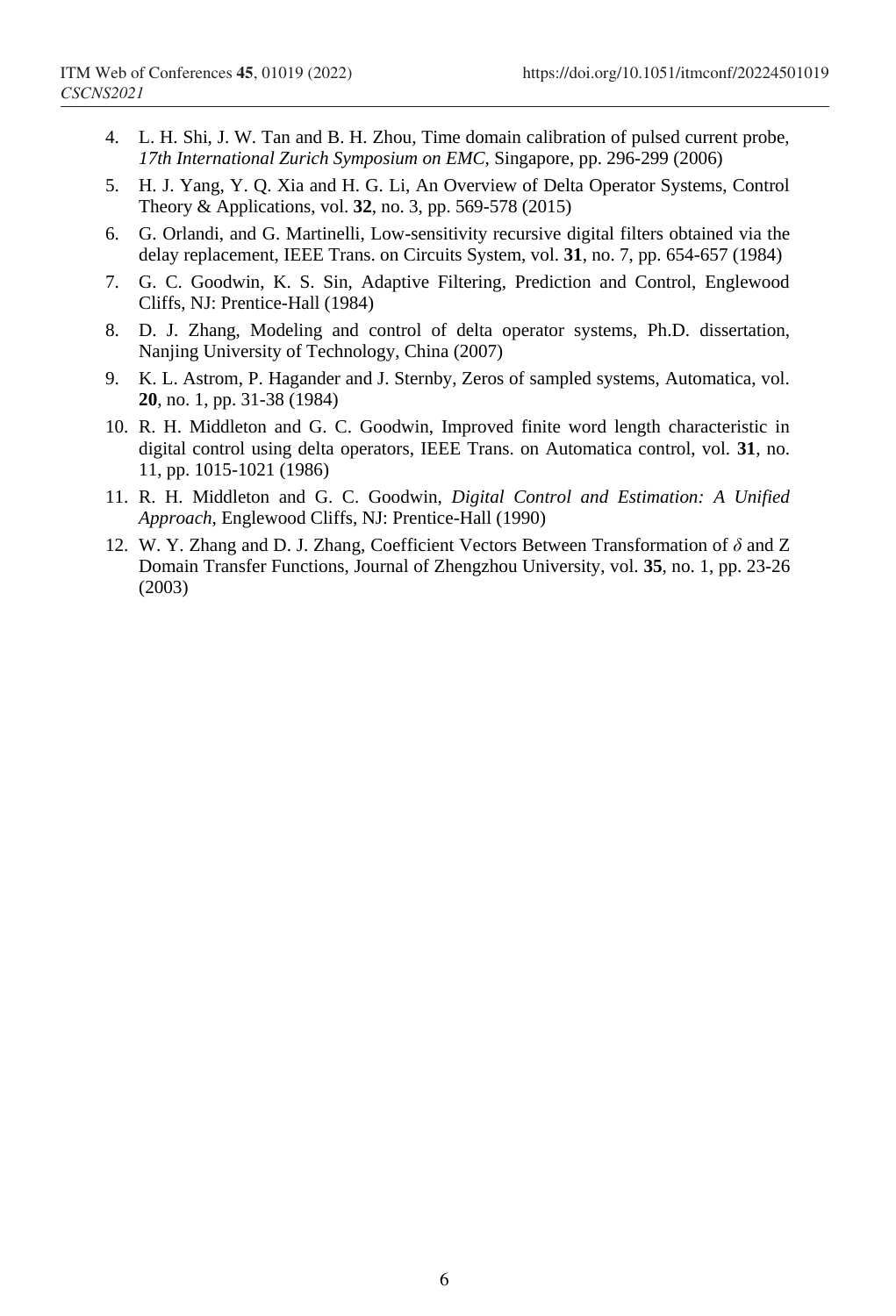4. L. H. Shi, J. W. Tan and B. H. Zhou, Time domain calibration of pulsed current probe, *17th International Zurich Symposium on EMC*, Singapore, pp. 296-299 (2006)
5. H. J. Yang, Y. Q. Xia and H. G. Li, An Overview of Delta Operator Systems, Control Theory & Applications, vol. **32**, no. 3, pp. 569-578 (2015)
6. G. Orlandi, and G. Martinelli, Low-sensitivity recursive digital filters obtained via the delay replacement, IEEE Trans. on Circuits System, vol. **31**, no. 7, pp. 654-657 (1984)
7. G. C. Goodwin, K. S. Sin, Adaptive Filtering, Prediction and Control, Englewood Cliffs, NJ: Prentice-Hall (1984)
8. D. J. Zhang, Modeling and control of delta operator systems, Ph.D. dissertation, Nanjing University of Technology, China (2007)
9. K. L. Astrom, P. Hagander and J. Sternby, Zeros of sampled systems, Automatica, vol. **20**, no. 1, pp. 31-38 (1984)
10. R. H. Middleton and G. C. Goodwin, Improved finite word length characteristic in digital control using delta operators, IEEE Trans. on Automatica control, vol. **31**, no. 11, pp. 1015-1021 (1986)
11. R. H. Middleton and G. C. Goodwin, *Digital Control and Estimation: A Unified Approach*, Englewood Cliffs, NJ: Prentice-Hall (1990)
12. W. Y. Zhang and D. J. Zhang, Coefficient Vectors Between Transformation of $\delta$ and Z Domain Transfer Functions, Journal of Zhengzhou University, vol. **35**, no. 1, pp. 23-26 (2003)